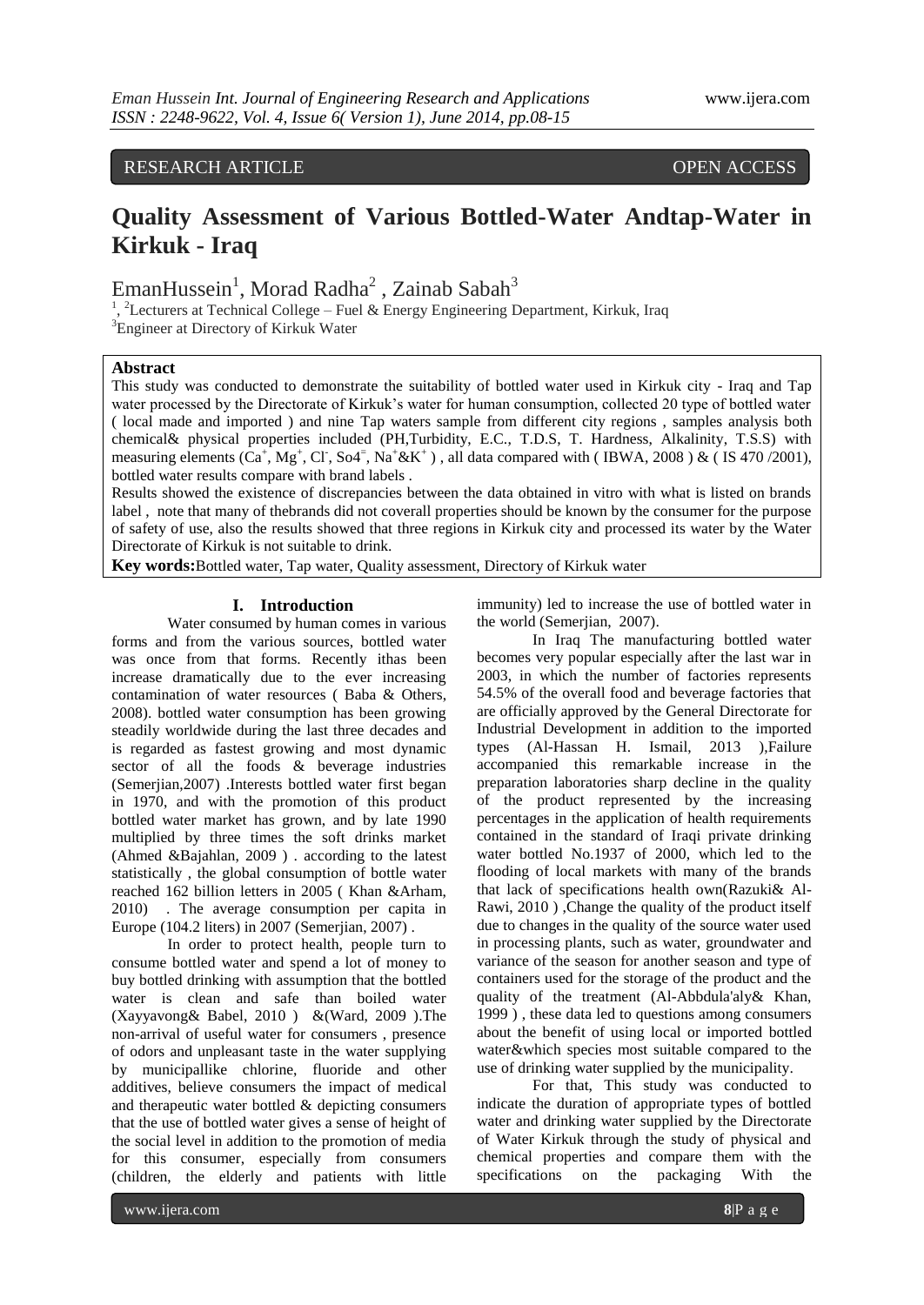RESEARCH ARTICLE OPEN ACCESS

# Quality Assessment of Various Bottled-Water Andtap-Water in Kirkuk - Iraq

EmanHussein[1], Morad Radha[2] , Zainab Sabah[3]

[1], [2]Lecturers at Technical College – Fuel & Energy Engineering Department, Kirkuk, Iraq
[3]Engineer at Directory of Kirkuk Water

## Abstract

This study was conducted to demonstrate the suitability of bottled water used in Kirkuk city - Iraq and Tap water processed by the Directorate of Kirkuk's water for human consumption, collected 20 type of bottled water ( local made and imported ) and nine Tap waters sample from different city regions , samples analysis both chemical& physical properties included (PH,Turbidity, E.C., T.D.S, T. Hardness, Alkalinity, T.S.S) with measuring elements ($Ca^+$, $Mg^+$, $Cl^-$, $So4^=$, $Na^+$&$K^+$ ) , all data compared with ( IBWA, 2008 ) & ( IS 470 /2001), bottled water results compare with brand labels .

Results showed the existence of discrepancies between the data obtained in vitro with what is listed on brands label , note that many of thebrands did not coverall properties should be known by the consumer for the purpose of safety of use, also the results showed that three regions in Kirkuk city and processed its water by the Water Directorate of Kirkuk is not suitable to drink.

**Key words:**Bottled water, Tap water, Quality assessment, Directory of Kirkuk water

## I. Introduction

Water consumed by human comes in various forms and from the various sources, bottled water was once from that forms. Recently ithas been increase dramatically due to the ever increasing contamination of water resources ( Baba & Others, 2008). bottled water consumption has been growing steadily worldwide during the last three decades and is regarded as fastest growing and most dynamic sector of all the foods & beverage industries (Semerjian,2007) .Interests bottled water first began in 1970, and with the promotion of this product bottled water market has grown, and by late 1990 multiplied by three times the soft drinks market (Ahmed &Bajahlan, 2009 ) . according to the latest statistically , the global consumption of bottle water reached 162 billion letters in 2005 ( Khan &Arham, 2010) . The average consumption per capita in Europe (104.2 liters) in 2007 (Semerjian, 2007) .

In order to protect health, people turn to consume bottled water and spend a lot of money to buy bottled drinking with assumption that the bottled water is clean and safe than boiled water (Xayyavong& Babel, 2010 ) &(Ward, 2009 ).The non-arrival of useful water for consumers , presence of odors and unpleasant taste in the water supplying by municipallike chlorine, fluoride and other additives, believe consumers the impact of medical and therapeutic water bottled & depicting consumers that the use of bottled water gives a sense of height of the social level in addition to the promotion of media for this consumer, especially from consumers (children, the elderly and patients with little immunity) led to increase the use of bottled water in the world (Semerjian, 2007).

In Iraq The manufacturing bottled water becomes very popular especially after the last war in 2003, in which the number of factories represents 54.5% of the overall food and beverage factories that are officially approved by the General Directorate for Industrial Development in addition to the imported types (Al-Hassan H. Ismail, 2013 ),Failure accompanied this remarkable increase in the preparation laboratories sharp decline in the quality of the product represented by the increasing percentages in the application of health requirements contained in the standard of Iraqi private drinking water bottled No.1937 of 2000, which led to the flooding of local markets with many of the brands that lack of specifications health own(Razuki& Al-Rawi, 2010 ) ,Change the quality of the product itself due to changes in the quality of the source water used in processing plants, such as water, groundwater and variance of the season for another season and type of containers used for the storage of the product and the quality of the treatment (Al-Abbdula'aly& Khan, 1999 ) , these data led to questions among consumers about the benefit of using local or imported bottled water&which species most suitable compared to the use of drinking water supplied by the municipality.

For that, This study was conducted to indicate the duration of appropriate types of bottled water and drinking water supplied by the Directorate of Water Kirkuk through the study of physical and chemical properties and compare them with the specifications on the packaging With the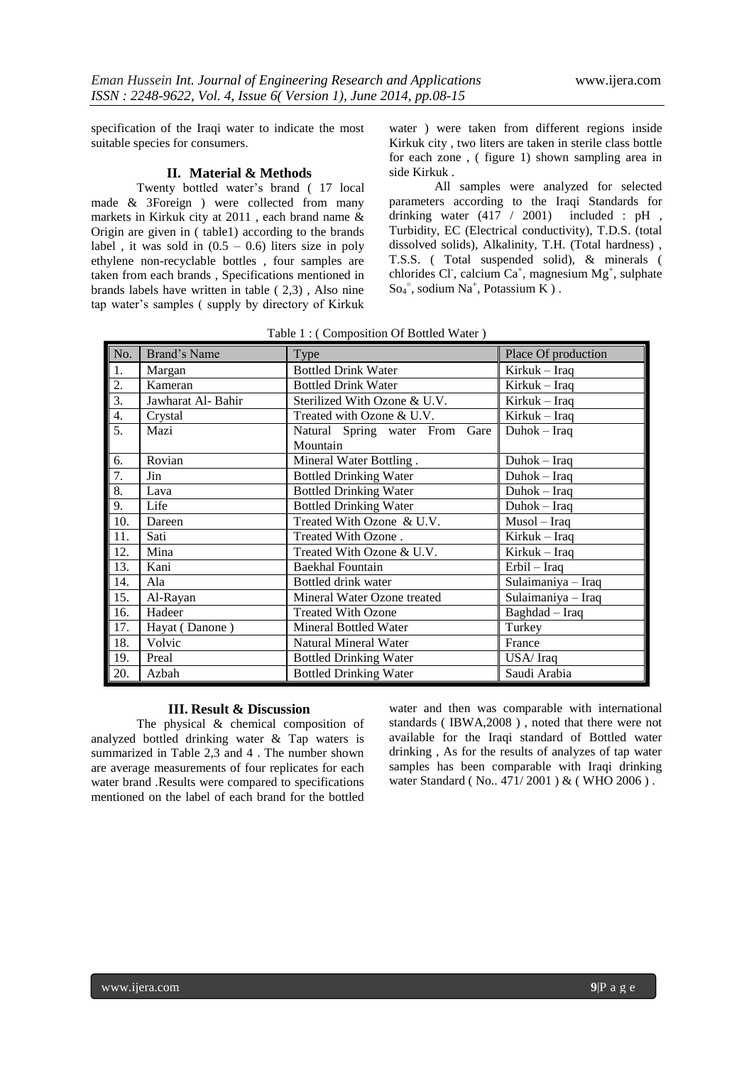specification of the Iraqi water to indicate the most suitable species for consumers.

## II. Material & Methods

Twenty bottled water's brand ( 17 local made & 3Foreign ) were collected from many markets in Kirkuk city at 2011 , each brand name & Origin are given in ( table1) according to the brands label , it was sold in (0.5 – 0.6) liters size in poly ethylene non-recyclable bottles , four samples are taken from each brands , Specifications mentioned in brands labels have written in table ( 2,3) , Also nine tap water's samples ( supply by directory of Kirkuk water ) were taken from different regions inside Kirkuk city , two liters are taken in sterile class bottle for each zone , ( figure 1) shown sampling area in side Kirkuk .

All samples were analyzed for selected parameters according to the Iraqi Standards for drinking water (417 / 2001) included : pH , Turbidity, EC (Electrical conductivity), T.D.S. (total dissolved solids), Alkalinity, T.H. (Total hardness) , T.S.S. ( Total suspended solid), & minerals ( chlorides $Cl^-$, calcium $Ca^+$, magnesium $Mg^+$, sulphate $So_4^=$, sodium $Na^+$, Potassium K ) .

Table 1 : ( Composition Of Bottled Water )

| No. | Brand's Name | Type | Place Of production |
|---|---|---|---|
| 1. | Margan | Bottled Drink Water | Kirkuk – Iraq |
| 2. | Kameran | Bottled Drink Water | Kirkuk – Iraq |
| 3. | Jawharat Al- Bahir | Sterilized With Ozone & U.V. | Kirkuk – Iraq |
| 4. | Crystal | Treated with Ozone & U.V. | Kirkuk – Iraq |
| 5. | Mazi | Natural Spring water From Gare Mountain | Duhok – Iraq |
| 6. | Rovian | Mineral Water Bottling . | Duhok – Iraq |
| 7. | Jin | Bottled Drinking Water | Duhok – Iraq |
| 8. | Lava | Bottled Drinking Water | Duhok – Iraq |
| 9. | Life | Bottled Drinking Water | Duhok – Iraq |
| 10. | Dareen | Treated With Ozone & U.V. | Musol – Iraq |
| 11. | Sati | Treated With Ozone . | Kirkuk – Iraq |
| 12. | Mina | Treated With Ozone & U.V. | Kirkuk – Iraq |
| 13. | Kani | Baekhal Fountain | Erbil – Iraq |
| 14. | Ala | Bottled drink water | Sulaimaniya – Iraq |
| 15. | Al-Rayan | Mineral Water Ozone treated | Sulaimaniya – Iraq |
| 16. | Hadeer | Treated With Ozone | Baghdad – Iraq |
| 17. | Hayat ( Danone ) | Mineral Bottled Water | Turkey |
| 18. | Volvic | Natural Mineral Water | France |
| 19. | Preal | Bottled Drinking Water | USA/ Iraq |
| 20. | Azbah | Bottled Drinking Water | Saudi Arabia |

## III. Result & Discussion

The physical & chemical composition of analyzed bottled drinking water & Tap waters is summarized in Table 2,3 and 4 . The number shown are average measurements of four replicates for each water brand .Results were compared to specifications mentioned on the label of each brand for the bottled water and then was comparable with international standards ( IBWA,2008 ) , noted that there were not available for the Iraqi standard of Bottled water drinking , As for the results of analyzes of tap water samples has been comparable with Iraqi drinking water Standard ( No.. 471/ 2001 ) & ( WHO 2006 ) .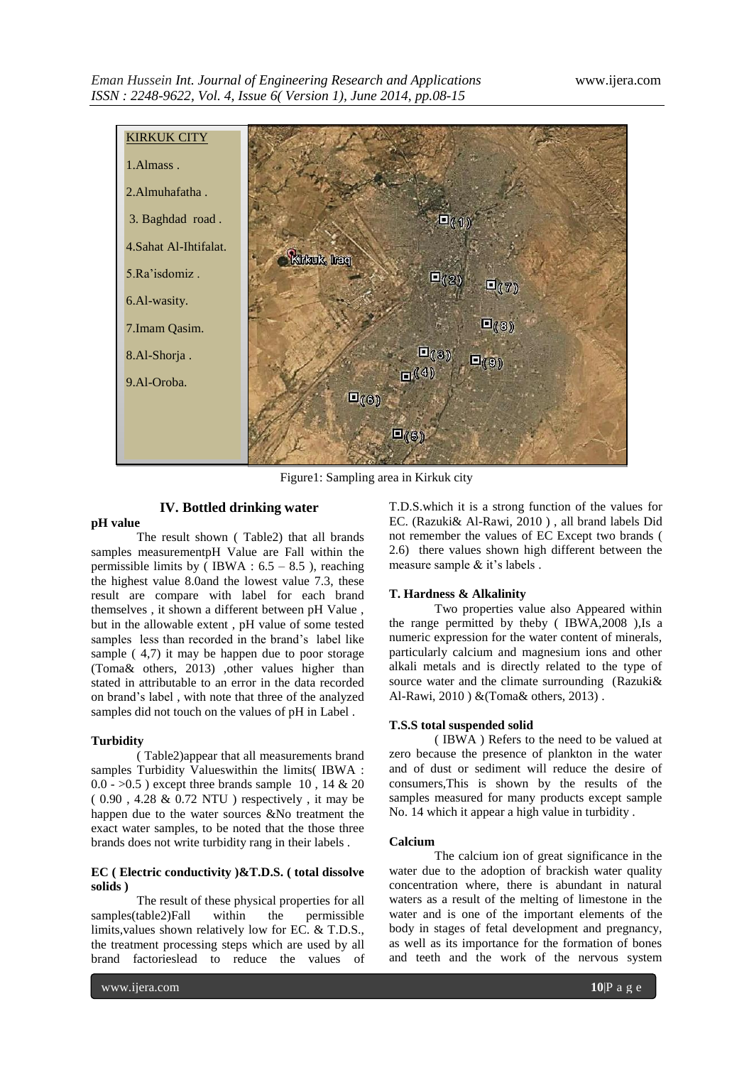KIRKUK CITY

1. Almass .
2. Almuhafatha .
3. Baghdad road .
4. Sahat Al-Ihtifalat.
5. Ra'isdomiz .
6. Al-wasity.
7. Imam Qasim.
8. Al-Shorja .
9. Al-Oroba.

Figure1: Sampling area in Kirkuk city

## IV. Bottled drinking water

### pH value

The result shown ( Table2) that all brands samples measurementpH Value are Fall within the permissible limits by ( IBWA : 6.5 – 8.5 ), reaching the highest value 8.0and the lowest value 7.3, these result are compare with label for each brand themselves , it shown a different between pH Value , but in the allowable extent , pH value of some tested samples less than recorded in the brand's label like sample ( 4,7) it may be happen due to poor storage (Toma& others, 2013) ,other values higher than stated in attributable to an error in the data recorded on brand's label , with note that three of the analyzed samples did not touch on the values of pH in Label .

### Turbidity

( Table2)appear that all measurements brand samples Turbidity Valueswithin the limits( IBWA : 0.0 - >0.5 ) except three brands sample 10 , 14 & 20 ( 0.90 , 4.28 & 0.72 NTU ) respectively , it may be happen due to the water sources &No treatment the exact water samples, to be noted that the those three brands does not write turbidity rang in their labels .

### EC ( Electric conductivity )&T.D.S. ( total dissolve solids )

The result of these physical properties for all samples(table2)Fall within the permissible limits,values shown relatively low for EC. & T.D.S., the treatment processing steps which are used by all brand factorieslead to reduce the values of T.D.S.which it is a strong function of the values for EC. (Razuki& Al-Rawi, 2010 ) , all brand labels Did not remember the values of EC Except two brands ( 2.6) there values shown high different between the measure sample & it's labels .

### T. Hardness & Alkalinity

Two properties value also Appeared within the range permitted by theby ( IBWA,2008 ),Is a numeric expression for the water content of minerals, particularly calcium and magnesium ions and other alkali metals and is directly related to the type of source water and the climate surrounding (Razuki& Al-Rawi, 2010 ) &(Toma& others, 2013) .

### T.S.S total suspended solid

( IBWA ) Refers to the need to be valued at zero because the presence of plankton in the water and of dust or sediment will reduce the desire of consumers,This is shown by the results of the samples measured for many products except sample No. 14 which it appear a high value in turbidity .

### Calcium

The calcium ion of great significance in the water due to the adoption of brackish water quality concentration where, there is abundant in natural waters as a result of the melting of limestone in the water and is one of the important elements of the body in stages of fetal development and pregnancy, as well as its importance for the formation of bones and teeth and the work of the nervous system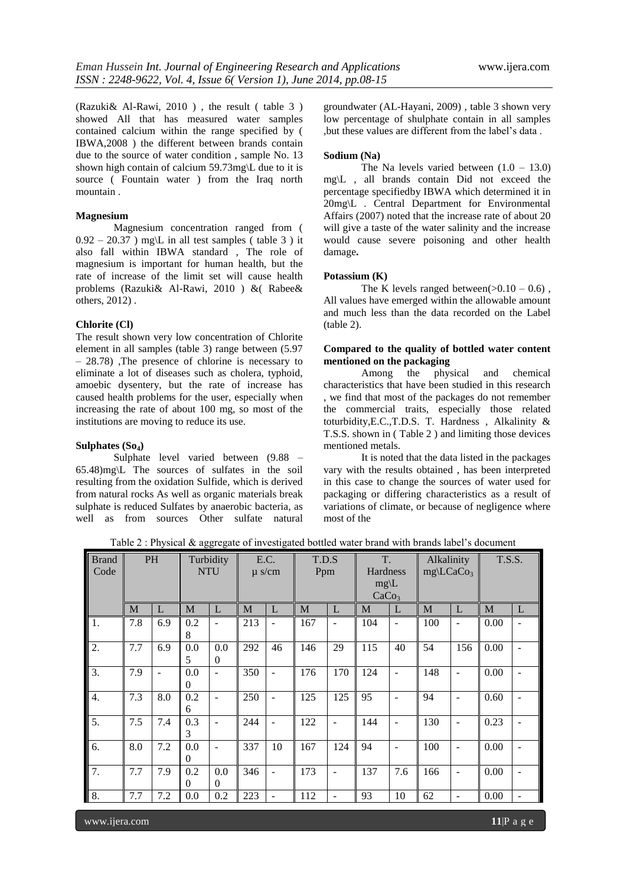(Razuki& Al-Rawi, 2010 ) , the result ( table 3 ) showed All that has measured water samples contained calcium within the range specified by ( IBWA,2008 ) the different between brands contain due to the source of water condition , sample No. 13 shown high contain of calcium 59.73mg\L due to it is source ( Fountain water ) from the Iraq north mountain .

**Magnesium**

Magnesium concentration ranged from ( 0.92 – 20.37 ) mg\L in all test samples ( table 3 ) it also fall within IBWA standard , The role of magnesium is important for human health, but the rate of increase of the limit set will cause health problems (Razuki& Al-Rawi, 2010 ) &( Rabee& others, 2012) .

**Chlorite (Cl)**

The result shown very low concentration of Chlorite element in all samples (table 3) range between (5.97 – 28.78) ,The presence of chlorine is necessary to eliminate a lot of diseases such as cholera, typhoid, amoebic dysentery, but the rate of increase has caused health problems for the user, especially when increasing the rate of about 100 mg, so most of the institutions are moving to reduce its use.

**Sulphates ($So_4$)**

Sulphate level varied between (9.88 – 65.48)mg\L The sources of sulfates in the soil resulting from the oxidation Sulfide, which is derived from natural rocks As well as organic materials break sulphate is reduced Sulfates by anaerobic bacteria, as well as from sources Other sulfate natural groundwater (AL-Hayani, 2009) , table 3 shown very low percentage of shulphate contain in all samples ,but these values are different from the label's data .

**Sodium (Na)**

The Na levels varied between (1.0 – 13.0) mg\L , all brands contain Did not exceed the percentage specifiedby IBWA which determined it in 20mg\L . Central Department for Environmental Affairs (2007) noted that the increase rate of about 20 will give a taste of the water salinity and the increase would cause severe poisoning and other health damage**.**

**Potassium (K)**

The K levels ranged between(>0.10 – 0.6) , All values have emerged within the allowable amount and much less than the data recorded on the Label (table 2).

**Compared to the quality of bottled water content mentioned on the packaging**

Among the physical and chemical characteristics that have been studied in this research , we find that most of the packages do not remember the commercial traits, especially those related toturbidity,E.C.,T.D.S. T. Hardness , Alkalinity & T.S.S. shown in ( Table 2 ) and limiting those devices mentioned metals.

It is noted that the data listed in the packages vary with the results obtained , has been interpreted in this case to change the sources of water used for packaging or differing characteristics as a result of variations of climate, or because of negligence where most of the

Table 2 : Physical & aggregate of investigated bottled water brand with brands label's document

| Brand Code | PH | | Turbidity NTU | | E.C. μ s/cm | | T.D.S Ppm | | T. Hardness mg\L $CaCo_3$ | | Alkalinity mg\L$CaCo_3$ | | T.S.S. | |
|---|---|---|---|---|---|---|---|---|---|---|---|---|---|---|
| | M | L | M | L | M | L | M | L | M | L | M | L | M | L |
| 1. | 7.8 | 6.9 | 0.28 | - | 213 | - | 167 | - | 104 | - | 100 | - | 0.00 | - |
| 2. | 7.7 | 6.9 | 0.05 | 0.00 | 292 | 46 | 146 | 29 | 115 | 40 | 54 | 156 | 0.00 | - |
| 3. | 7.9 | - | 0.00 | - | 350 | - | 176 | 170 | 124 | - | 148 | - | 0.00 | - |
| 4. | 7.3 | 8.0 | 0.26 | - | 250 | - | 125 | 125 | 95 | - | 94 | - | 0.60 | - |
| 5. | 7.5 | 7.4 | 0.33 | - | 244 | - | 122 | - | 144 | - | 130 | - | 0.23 | - |
| 6. | 8.0 | 7.2 | 0.00 | - | 337 | 10 | 167 | 124 | 94 | - | 100 | - | 0.00 | - |
| 7. | 7.7 | 7.9 | 0.20 | 0.00 | 346 | - | 173 | - | 137 | 7.6 | 166 | - | 0.00 | - |
| 8. | 7.7 | 7.2 | 0.0 | 0.2 | 223 | - | 112 | - | 93 | 10 | 62 | - | 0.00 | - |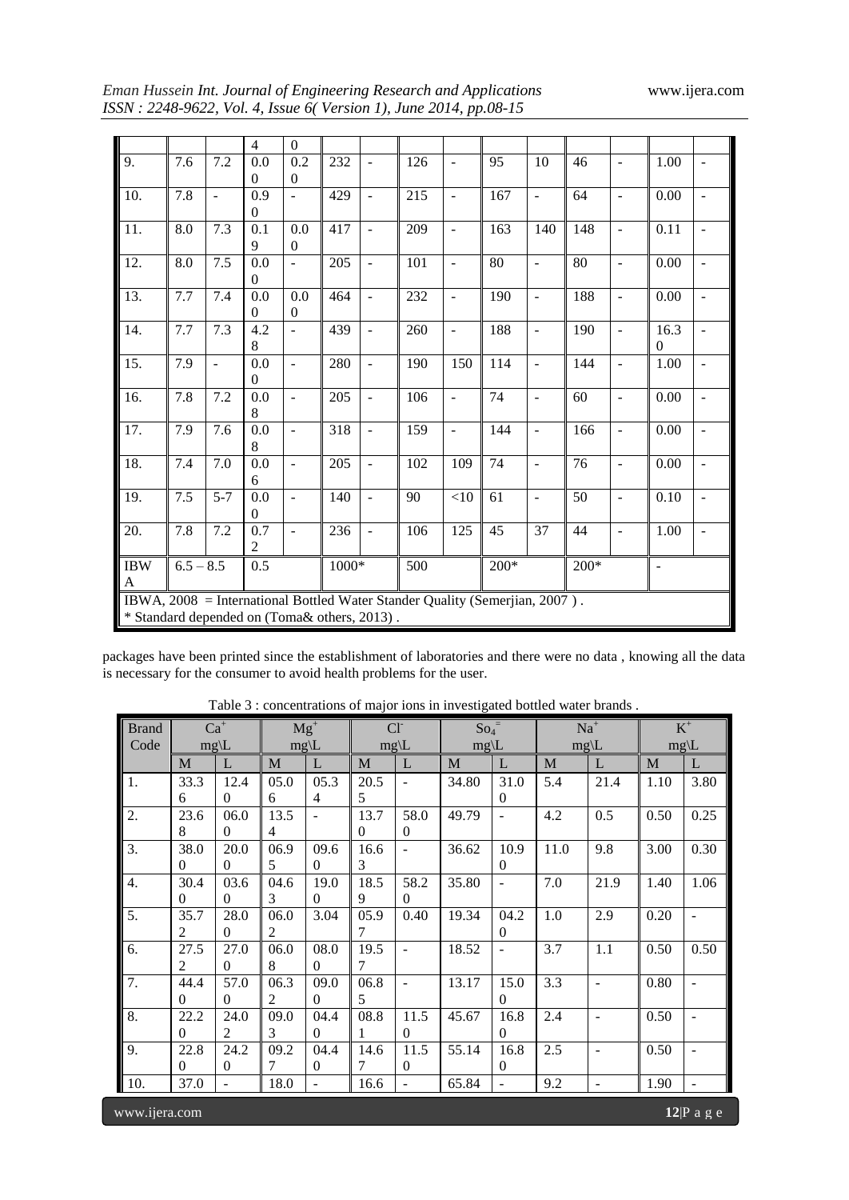| | | | | | | | | | | | | | | |
|---|---|---|---|---|---|---|---|---|---|---|---|---|---|---|
| | | | 4 | 0 | | | | | | | | | | |
| 9. | 7.6 | 7.2 | 0.00 | 0.20 | 232 | - | 126 | - | 95 | 10 | 46 | - | 1.00 | - |
| 10. | 7.8 | - | 0.90 | - | 429 | - | 215 | - | 167 | - | 64 | - | 0.00 | - |
| 11. | 8.0 | 7.3 | 0.19 | 0.00 | 417 | - | 209 | - | 163 | 140 | 148 | - | 0.11 | - |
| 12. | 8.0 | 7.5 | 0.00 | - | 205 | - | 101 | - | 80 | - | 80 | - | 0.00 | - |
| 13. | 7.7 | 7.4 | 0.00 | 0.00 | 464 | - | 232 | - | 190 | - | 188 | - | 0.00 | - |
| 14. | 7.7 | 7.3 | 4.28 | - | 439 | - | 260 | - | 188 | - | 190 | - | 16.30 | - |
| 15. | 7.9 | - | 0.00 | - | 280 | - | 190 | 150 | 114 | - | 144 | - | 1.00 | - |
| 16. | 7.8 | 7.2 | 0.08 | - | 205 | - | 106 | - | 74 | - | 60 | - | 0.00 | - |
| 17. | 7.9 | 7.6 | 0.08 | - | 318 | - | 159 | - | 144 | - | 166 | - | 0.00 | - |
| 18. | 7.4 | 7.0 | 0.06 | - | 205 | - | 102 | 109 | 74 | - | 76 | - | 0.00 | - |
| 19. | 7.5 | 5-7 | 0.00 | - | 140 | - | 90 | <10 | 61 | - | 50 | - | 0.10 | - |
| 20. | 7.8 | 7.2 | 0.72 | - | 236 | - | 106 | 125 | 45 | 37 | 44 | - | 1.00 | - |
| IBWA | 6.5 – 8.5 | | 0.5 | | 1000* | | 500 | | 200* | | 200* | | - | |

IBWA, 2008 = International Bottled Water Stander Quality (Semerjian, 2007 ).
* Standard depended on (Toma& others, 2013) .

packages have been printed since the establishment of laboratories and there were no data , knowing all the data is necessary for the consumer to avoid health problems for the user.

Table 3 : concentrations of major ions in investigated bottled water brands .

| Brand Code | $Ca^{+}$ mg\L | | $Mg^{+}$ mg\L | | $Cl^{-}$ mg\L | | $So_4^{=}$ mg\L | | $Na^{+}$ mg\L | | $K^{+}$ mg\L | |
|---|---|---|---|---|---|---|---|---|---|---|---|---|
| | M | L | M | L | M | L | M | L | M | L | M | L |
| 1. | 33.36 | 12.40 | 05.06 | 05.34 | 20.55 | - | 34.80 | 31.00 | 5.4 | 21.4 | 1.10 | 3.80 |
| 2. | 23.68 | 06.00 | 13.54 | - | 13.70 | 58.00 | 49.79 | - | 4.2 | 0.5 | 0.50 | 0.25 |
| 3. | 38.00 | 20.00 | 06.95 | 09.60 | 16.63 | - | 36.62 | 10.90 | 11.0 | 9.8 | 3.00 | 0.30 |
| 4. | 30.40 | 03.60 | 04.63 | 19.00 | 18.59 | 58.20 | 35.80 | - | 7.0 | 21.9 | 1.40 | 1.06 |
| 5. | 35.72 | 28.00 | 06.02 | 3.04 | 05.97 | 0.40 | 19.34 | 04.20 | 1.0 | 2.9 | 0.20 | - |
| 6. | 27.52 | 27.00 | 06.08 | 08.00 | 19.57 | - | 18.52 | - | 3.7 | 1.1 | 0.50 | 0.50 |
| 7. | 44.40 | 57.00 | 06.32 | 09.00 | 06.85 | - | 13.17 | 15.00 | 3.3 | - | 0.80 | - |
| 8. | 22.20 | 24.02 | 09.03 | 04.40 | 08.81 | 11.50 | 45.67 | 16.80 | 2.4 | - | 0.50 | - |
| 9. | 22.80 | 24.20 | 09.27 | 04.40 | 14.67 | 11.50 | 55.14 | 16.80 | 2.5 | - | 0.50 | - |
| 10. | 37.0 | - | 18.0 | - | 16.6 | - | 65.84 | - | 9.2 | - | 1.90 | - |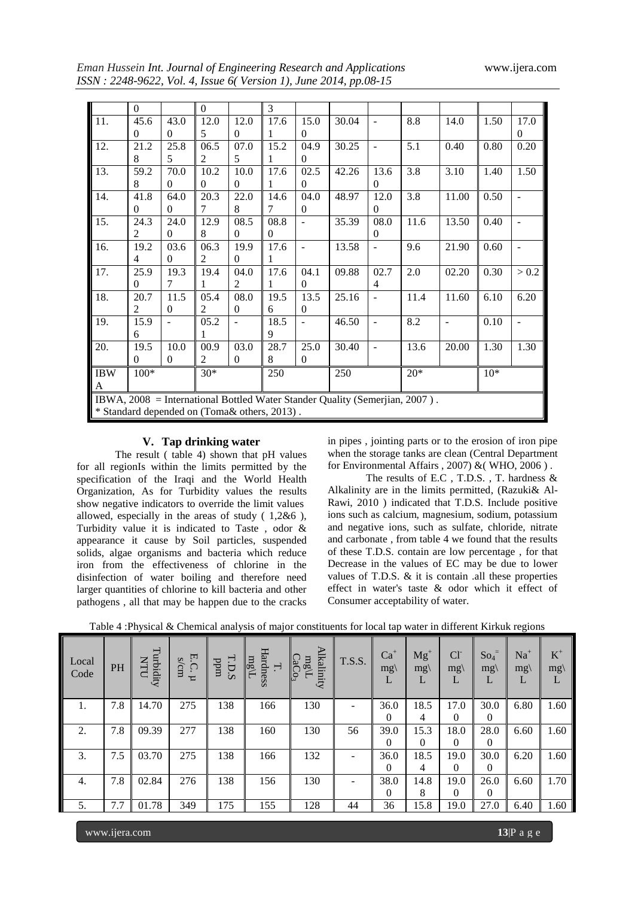| | | | | | | | | | | | | |
|---|---|---|---|---|---|---|---|---|---|---|---|---|
| | 0 | | 0 | | 3 | | | | | | | |
| 11. | 45.60 | 43.00 | 12.05 | 12.00 | 17.61 | 15.00 | 30.04 | - | 8.8 | 14.0 | 1.50 | 17.00 |
| 12. | 21.28 | 25.85 | 06.52 | 07.05 | 15.21 | 04.90 | 30.25 | - | 5.1 | 0.40 | 0.80 | 0.20 |
| 13. | 59.28 | 70.00 | 10.20 | 10.00 | 17.61 | 02.50 | 42.26 | 13.60 | 3.8 | 3.10 | 1.40 | 1.50 |
| 14. | 41.80 | 64.00 | 20.37 | 22.08 | 14.67 | 04.00 | 48.97 | 12.00 | 3.8 | 11.00 | 0.50 | - |
| 15. | 24.32 | 24.00 | 12.98 | 08.50 | 08.80 | - | 35.39 | 08.00 | 11.6 | 13.50 | 0.40 | - |
| 16. | 19.24 | 03.60 | 06.32 | 19.90 | 17.61 | - | 13.58 | - | 9.6 | 21.90 | 0.60 | - |
| 17. | 25.90 | 19.37 | 19.41 | 04.02 | 17.61 | 04.10 | 09.88 | 02.74 | 2.0 | 02.20 | 0.30 | > 0.2 |
| 18. | 20.72 | 11.50 | 05.42 | 08.00 | 19.56 | 13.50 | 25.16 | - | 11.4 | 11.60 | 6.10 | 6.20 |
| 19. | 15.96 | - | 05.21 | - | 18.59 | - | 46.50 | - | 8.2 | - | 0.10 | - |
| 20. | 19.50 | 10.00 | 00.92 | 03.00 | 28.78 | 25.00 | 30.40 | - | 13.6 | 20.00 | 1.30 | 1.30 |
| IBWA | 100* | | 30* | | 250 | | 250 | | 20* | | 10* | |

IBWA, 2008 = International Bottled Water Stander Quality (Semerjian, 2007 ).
\* Standard depended on (Toma& others, 2013) .

## V. Tap drinking water

The result ( table 4) shown that pH values for all regionIs within the limits permitted by the specification of the Iraqi and the World Health Organization, As for Turbidity values the results show negative indicators to override the limit values allowed, especially in the areas of study ( 1,2&6 ), Turbidity value it is indicated to Taste , odor & appearance it cause by Soil particles, suspended solids, algae organisms and bacteria which reduce iron from the effectiveness of chlorine in the disinfection of water boiling and therefore need larger quantities of chlorine to kill bacteria and other pathogens , all that may be happen due to the cracks in pipes , jointing parts or to the erosion of iron pipe when the storage tanks are clean (Central Department for Environmental Affairs , 2007) &( WHO, 2006 ) .

The results of E.C , T.D.S. , T. hardness & Alkalinity are in the limits permitted, (Razuki& Al-Rawi, 2010 ) indicated that T.D.S. Include positive ions such as calcium, magnesium, sodium, potassium and negative ions, such as sulfate, chloride, nitrate and carbonate , from table 4 we found that the results of these T.D.S. contain are low percentage , for that Decrease in the values of EC may be due to lower values of T.D.S. & it is contain .all these properties effect in water's taste & odor which it effect of Consumer acceptability of water.

Table 4 :Physical & Chemical analysis of major constituents for local tap water in different Kirkuk regions

| Local Code | PH | Turbidity NTU | E.C. µ s/cm | T.D.S ppm | T. Hardness mg\L | Alkalinity mg\L $CaCo_3$ | T.S.S. | $Ca^+$ mg\L | $Mg^+$ mg\L | $Cl^-$ mg\L | $So_4^=$ mg\L | $Na^+$ mg\L | $K^+$ mg\L |
|---|---|---|---|---|---|---|---|---|---|---|---|---|---|
| 1. | 7.8 | 14.70 | 275 | 138 | 166 | 130 | - | 36.00 | 18.54 | 17.00 | 30.00 | 6.80 | 1.60 |
| 2. | 7.8 | 09.39 | 277 | 138 | 160 | 130 | 56 | 39.00 | 15.30 | 18.00 | 28.00 | 6.60 | 1.60 |
| 3. | 7.5 | 03.70 | 275 | 138 | 166 | 132 | - | 36.00 | 18.54 | 19.00 | 30.00 | 6.20 | 1.60 |
| 4. | 7.8 | 02.84 | 276 | 138 | 156 | 130 | - | 38.00 | 14.88 | 19.00 | 26.00 | 6.60 | 1.70 |
| 5. | 7.7 | 01.78 | 349 | 175 | 155 | 128 | 44 | 36 | 15.8 | 19.0 | 27.0 | 6.40 | 1.60 |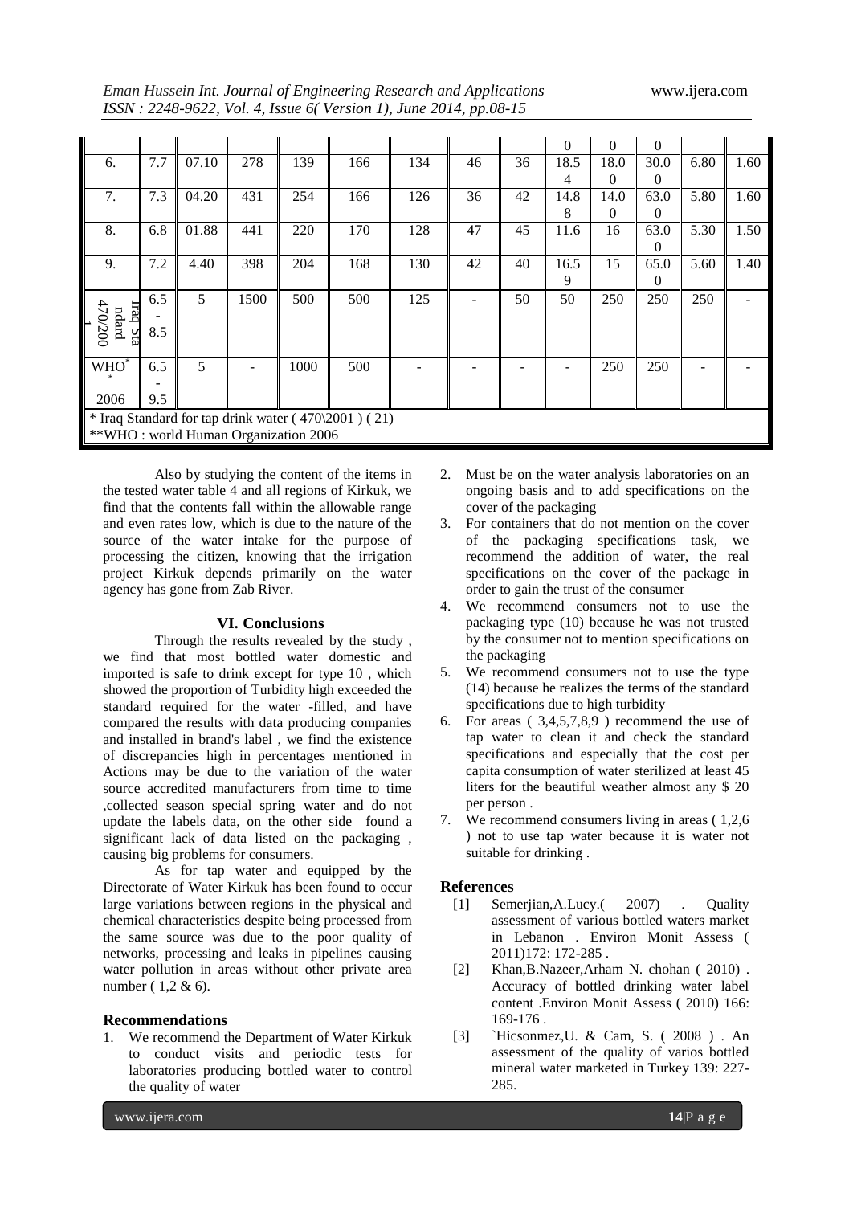| | | | | | | | | | 0 | 0 | 0 | | |
|---|---|---|---|---|---|---|---|---|---|---|---|---|---|
| 6. | 7.7 | 07.10 | 278 | 139 | 166 | 134 | 46 | 36 | 18.54 | 18.00 | 30.00 | 6.80 | 1.60 |
| 7. | 7.3 | 04.20 | 431 | 254 | 166 | 126 | 36 | 42 | 14.88 | 14.00 | 63.00 | 5.80 | 1.60 |
| 8. | 6.8 | 01.88 | 441 | 220 | 170 | 128 | 47 | 45 | 11.6 | 16 | 63.00 | 5.30 | 1.50 |
| 9. | 7.2 | 4.40 | 398 | 204 | 168 | 130 | 42 | 40 | 16.59 | 15 | 65.00 | 5.60 | 1.40 |
| Iraq Standard 470/2001 | 6.5 - 8.5 | 5 | 1500 | 500 | 500 | 125 | - | 50 | 50 | 250 | 250 | 250 | - |
| WHO** 2006 | 6.5 - 9.5 | 5 | - | 1000 | 500 | - | - | - | - | 250 | 250 | - | - |

\* Iraq Standard for tap drink water ( 470\2001 ) ( 21)
**WHO : world Human Organization 2006

Also by studying the content of the items in the tested water table 4 and all regions of Kirkuk, we find that the contents fall within the allowable range and even rates low, which is due to the nature of the source of the water intake for the purpose of processing the citizen, knowing that the irrigation project Kirkuk depends primarily on the water agency has gone from Zab River.

## VI. Conclusions

Through the results revealed by the study , we find that most bottled water domestic and imported is safe to drink except for type 10 , which showed the proportion of Turbidity high exceeded the standard required for the water -filled, and have compared the results with data producing companies and installed in brand's label , we find the existence of discrepancies high in percentages mentioned in Actions may be due to the variation of the water source accredited manufacturers from time to time ,collected season special spring water and do not update the labels data, on the other side found a significant lack of data listed on the packaging , causing big problems for consumers.

As for tap water and equipped by the Directorate of Water Kirkuk has been found to occur large variations between regions in the physical and chemical characteristics despite being processed from the same source was due to the poor quality of networks, processing and leaks in pipelines causing water pollution in areas without other private area number ( 1,2 & 6).

### Recommendations

1. We recommend the Department of Water Kirkuk to conduct visits and periodic tests for laboratories producing bottled water to control the quality of water
2. Must be on the water analysis laboratories on an ongoing basis and to add specifications on the cover of the packaging
3. For containers that do not mention on the cover of the packaging specifications task, we recommend the addition of water, the real specifications on the cover of the package in order to gain the trust of the consumer
4. We recommend consumers not to use the packaging type (10) because he was not trusted by the consumer not to mention specifications on the packaging
5. We recommend consumers not to use the type (14) because he realizes the terms of the standard specifications due to high turbidity
6. For areas ( 3,4,5,7,8,9 ) recommend the use of tap water to clean it and check the standard specifications and especially that the cost per capita consumption of water sterilized at least 45 liters for the beautiful weather almost any $ 20 per person .
7. We recommend consumers living in areas ( 1,2,6 ) not to use tap water because it is water not suitable for drinking .

### References

[1] Semerjian,A.Lucy.( 2007) . Quality assessment of various bottled waters market in Lebanon . Environ Monit Assess ( 2011)172: 172-285 .

[2] Khan,B.Nazeer,Arham N. chohan ( 2010) . Accuracy of bottled drinking water label content .Environ Monit Assess ( 2010) 166: 169-176 .

[3] `Hicsonmez,U. & Cam, S. ( 2008 ) . An assessment of the quality of varios bottled mineral water marketed in Turkey 139: 227-285.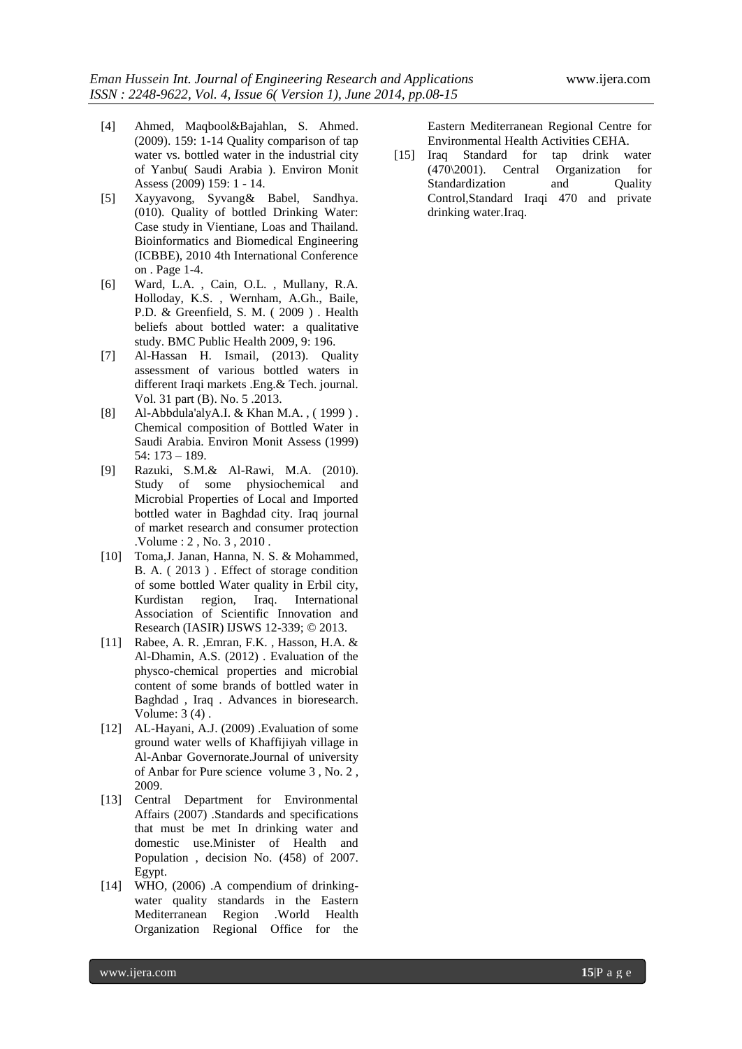[4] Ahmed, Maqbool&Bajahlan, S. Ahmed. (2009). 159: 1-14 Quality comparison of tap water vs. bottled water in the industrial city of Yanbu( Saudi Arabia ). Environ Monit Assess (2009) 159: 1 - 14.

[5] Xayyavong, Syvang& Babel, Sandhya. (010). Quality of bottled Drinking Water: Case study in Vientiane, Loas and Thailand. Bioinformatics and Biomedical Engineering (ICBBE), 2010 4th International Conference on . Page 1-4.

[6] Ward, L.A. , Cain, O.L. , Mullany, R.A. Holloday, K.S. , Wernham, A.Gh., Baile, P.D. & Greenfield, S. M. ( 2009 ) . Health beliefs about bottled water: a qualitative study. BMC Public Health 2009, 9: 196.

[7] Al-Hassan H. Ismail, (2013). Quality assessment of various bottled waters in different Iraqi markets .Eng.& Tech. journal. Vol. 31 part (B). No. 5 .2013.

[8] Al-Abbdula'alyA.I. & Khan M.A. , ( 1999 ) . Chemical composition of Bottled Water in Saudi Arabia. Environ Monit Assess (1999) 54: 173 – 189.

[9] Razuki, S.M.& Al-Rawi, M.A. (2010). Study of some physiochemical and Microbial Properties of Local and Imported bottled water in Baghdad city. Iraq journal of market research and consumer protection .Volume : 2 , No. 3 , 2010 .

[10] Toma,J. Janan, Hanna, N. S. & Mohammed, B. A. ( 2013 ) . Effect of storage condition of some bottled Water quality in Erbil city, Kurdistan region, Iraq. International Association of Scientific Innovation and Research (IASIR) IJSWS 12-339; © 2013.

[11] Rabee, A. R. ,Emran, F.K. , Hasson, H.A. & Al-Dhamin, A.S. (2012) . Evaluation of the physco-chemical properties and microbial content of some brands of bottled water in Baghdad , Iraq . Advances in bioresearch. Volume: 3 (4) .

[12] AL-Hayani, A.J. (2009) .Evaluation of some ground water wells of Khaffijiyah village in Al-Anbar Governorate.Journal of university of Anbar for Pure science volume 3 , No. 2 , 2009.

[13] Central Department for Environmental Affairs (2007) .Standards and specifications that must be met In drinking water and domestic use.Minister of Health and Population , decision No. (458) of 2007. Egypt.

[14] WHO, (2006) .A compendium of drinking-water quality standards in the Eastern Mediterranean Region .World Health Organization Regional Office for the Eastern Mediterranean Regional Centre for Environmental Health Activities CEHA.

[15] Iraq Standard for tap drink water (470\2001). Central Organization for Standardization and Quality Control,Standard Iraqi 470 and private drinking water.Iraq.